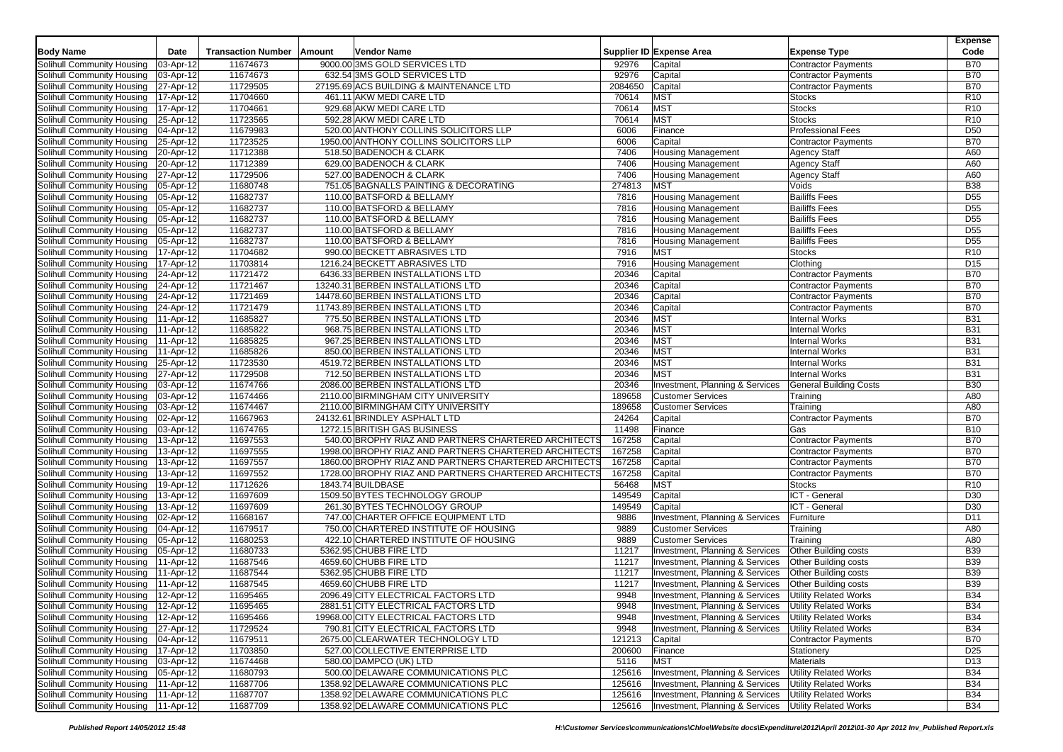| Body Name | Date | Transaction Number | Amount | Vendor Name | Supplier ID | Expense Area | Expense Type | Expense Code |
|---|---|---|---|---|---|---|---|---|
| Solihull Community Housing | 03-Apr-12 | 11674673 | 9000.00 | 3MS GOLD SERVICES LTD | 92976 | Capital | Contractor Payments | B70 |
| Solihull Community Housing | 03-Apr-12 | 11674673 | 632.54 | 3MS GOLD SERVICES LTD | 92976 | Capital | Contractor Payments | B70 |
| Solihull Community Housing | 27-Apr-12 | 11729505 | 27195.69 | ACS BUILDING & MAINTENANCE LTD | 2084650 | Capital | Contractor Payments | B70 |
| Solihull Community Housing | 17-Apr-12 | 11704660 | 461.11 | AKW MEDI CARE LTD | 70614 | MST | Stocks | R10 |
| Solihull Community Housing | 17-Apr-12 | 11704661 | 929.68 | AKW MEDI CARE LTD | 70614 | MST | Stocks | R10 |
| Solihull Community Housing | 25-Apr-12 | 11723565 | 592.28 | AKW MEDI CARE LTD | 70614 | MST | Stocks | R10 |
| Solihull Community Housing | 04-Apr-12 | 11679983 | 520.00 | ANTHONY COLLINS SOLICITORS LLP | 6006 | Finance | Professional Fees | D50 |
| Solihull Community Housing | 25-Apr-12 | 11723525 | 1950.00 | ANTHONY COLLINS SOLICITORS LLP | 6006 | Capital | Contractor Payments | B70 |
| Solihull Community Housing | 20-Apr-12 | 11712388 | 518.50 | BADENOCH & CLARK | 7406 | Housing Management | Agency Staff | A60 |
| Solihull Community Housing | 20-Apr-12 | 11712389 | 629.00 | BADENOCH & CLARK | 7406 | Housing Management | Agency Staff | A60 |
| Solihull Community Housing | 27-Apr-12 | 11729506 | 527.00 | BADENOCH & CLARK | 7406 | Housing Management | Agency Staff | A60 |
| Solihull Community Housing | 05-Apr-12 | 11680748 | 751.05 | BAGNALLS PAINTING & DECORATING | 274813 | MST | Voids | B38 |
| Solihull Community Housing | 05-Apr-12 | 11682737 | 110.00 | BATSFORD & BELLAMY | 7816 | Housing Management | Bailiffs Fees | D55 |
| Solihull Community Housing | 05-Apr-12 | 11682737 | 110.00 | BATSFORD & BELLAMY | 7816 | Housing Management | Bailiffs Fees | D55 |
| Solihull Community Housing | 05-Apr-12 | 11682737 | 110.00 | BATSFORD & BELLAMY | 7816 | Housing Management | Bailiffs Fees | D55 |
| Solihull Community Housing | 05-Apr-12 | 11682737 | 110.00 | BATSFORD & BELLAMY | 7816 | Housing Management | Bailiffs Fees | D55 |
| Solihull Community Housing | 05-Apr-12 | 11682737 | 110.00 | BATSFORD & BELLAMY | 7816 | Housing Management | Bailiffs Fees | D55 |
| Solihull Community Housing | 17-Apr-12 | 11704682 | 990.00 | BECKETT ABRASIVES LTD | 7916 | MST | Stocks | R10 |
| Solihull Community Housing | 17-Apr-12 | 11703814 | 1216.24 | BECKETT ABRASIVES LTD | 7916 | Housing Management | Clothing | D15 |
| Solihull Community Housing | 24-Apr-12 | 11721472 | 6436.33 | BERBEN INSTALLATIONS LTD | 20346 | Capital | Contractor Payments | B70 |
| Solihull Community Housing | 24-Apr-12 | 11721467 | 13240.31 | BERBEN INSTALLATIONS LTD | 20346 | Capital | Contractor Payments | B70 |
| Solihull Community Housing | 24-Apr-12 | 11721469 | 14478.60 | BERBEN INSTALLATIONS LTD | 20346 | Capital | Contractor Payments | B70 |
| Solihull Community Housing | 24-Apr-12 | 11721479 | 11743.89 | BERBEN INSTALLATIONS LTD | 20346 | Capital | Contractor Payments | B70 |
| Solihull Community Housing | 11-Apr-12 | 11685827 | 775.50 | BERBEN INSTALLATIONS LTD | 20346 | MST | Internal Works | B31 |
| Solihull Community Housing | 11-Apr-12 | 11685822 | 968.75 | BERBEN INSTALLATIONS LTD | 20346 | MST | Internal Works | B31 |
| Solihull Community Housing | 11-Apr-12 | 11685825 | 967.25 | BERBEN INSTALLATIONS LTD | 20346 | MST | Internal Works | B31 |
| Solihull Community Housing | 11-Apr-12 | 11685826 | 850.00 | BERBEN INSTALLATIONS LTD | 20346 | MST | Internal Works | B31 |
| Solihull Community Housing | 25-Apr-12 | 11723530 | 4519.72 | BERBEN INSTALLATIONS LTD | 20346 | MST | Internal Works | B31 |
| Solihull Community Housing | 27-Apr-12 | 11729508 | 712.50 | BERBEN INSTALLATIONS LTD | 20346 | MST | Internal Works | B31 |
| Solihull Community Housing | 03-Apr-12 | 11674766 | 2086.00 | BERBEN INSTALLATIONS LTD | 20346 | Investment, Planning & Services | General Building Costs | B30 |
| Solihull Community Housing | 03-Apr-12 | 11674466 | 2110.00 | BIRMINGHAM CITY UNIVERSITY | 189658 | Customer Services | Training | A80 |
| Solihull Community Housing | 03-Apr-12 | 11674467 | 2110.00 | BIRMINGHAM CITY UNIVERSITY | 189658 | Customer Services | Training | A80 |
| Solihull Community Housing | 02-Apr-12 | 11667963 | 24132.61 | BRINDLEY ASPHALT LTD | 24264 | Capital | Contractor Payments | B70 |
| Solihull Community Housing | 03-Apr-12 | 11674765 | 1272.15 | BRITISH GAS BUSINESS | 11498 | Finance | Gas | B10 |
| Solihull Community Housing | 13-Apr-12 | 11697553 | 540.00 | BROPHY RIAZ AND PARTNERS CHARTERED ARCHITECTS | 167258 | Capital | Contractor Payments | B70 |
| Solihull Community Housing | 13-Apr-12 | 11697555 | 1998.00 | BROPHY RIAZ AND PARTNERS CHARTERED ARCHITECTS | 167258 | Capital | Contractor Payments | B70 |
| Solihull Community Housing | 13-Apr-12 | 11697557 | 1860.00 | BROPHY RIAZ AND PARTNERS CHARTERED ARCHITECTS | 167258 | Capital | Contractor Payments | B70 |
| Solihull Community Housing | 13-Apr-12 | 11697552 | 1728.00 | BROPHY RIAZ AND PARTNERS CHARTERED ARCHITECTS | 167258 | Capital | Contractor Payments | B70 |
| Solihull Community Housing | 19-Apr-12 | 11712626 | 1843.74 | BUILDBASE | 56468 | MST | Stocks | R10 |
| Solihull Community Housing | 13-Apr-12 | 11697609 | 1509.50 | BYTES TECHNOLOGY GROUP | 149549 | Capital | ICT - General | D30 |
| Solihull Community Housing | 13-Apr-12 | 11697609 | 261.30 | BYTES TECHNOLOGY GROUP | 149549 | Capital | ICT - General | D30 |
| Solihull Community Housing | 02-Apr-12 | 11668167 | 747.00 | CHARTER OFFICE EQUIPMENT LTD | 9886 | Investment, Planning & Services | Furniture | D11 |
| Solihull Community Housing | 04-Apr-12 | 11679517 | 750.00 | CHARTERED INSTITUTE OF HOUSING | 9889 | Customer Services | Training | A80 |
| Solihull Community Housing | 05-Apr-12 | 11680253 | 422.10 | CHARTERED INSTITUTE OF HOUSING | 9889 | Customer Services | Training | A80 |
| Solihull Community Housing | 05-Apr-12 | 11680733 | 5362.95 | CHUBB FIRE LTD | 11217 | Investment, Planning & Services | Other Building costs | B39 |
| Solihull Community Housing | 11-Apr-12 | 11687546 | 4659.60 | CHUBB FIRE LTD | 11217 | Investment, Planning & Services | Other Building costs | B39 |
| Solihull Community Housing | 11-Apr-12 | 11687544 | 5362.95 | CHUBB FIRE LTD | 11217 | Investment, Planning & Services | Other Building costs | B39 |
| Solihull Community Housing | 11-Apr-12 | 11687545 | 4659.60 | CHUBB FIRE LTD | 11217 | Investment, Planning & Services | Other Building costs | B39 |
| Solihull Community Housing | 12-Apr-12 | 11695465 | 2096.49 | CITY ELECTRICAL FACTORS LTD | 9948 | Investment, Planning & Services | Utility Related Works | B34 |
| Solihull Community Housing | 12-Apr-12 | 11695465 | 2881.51 | CITY ELECTRICAL FACTORS LTD | 9948 | Investment, Planning & Services | Utility Related Works | B34 |
| Solihull Community Housing | 12-Apr-12 | 11695466 | 19968.00 | CITY ELECTRICAL FACTORS LTD | 9948 | Investment, Planning & Services | Utility Related Works | B34 |
| Solihull Community Housing | 27-Apr-12 | 11729524 | 790.81 | CITY ELECTRICAL FACTORS LTD | 9948 | Investment, Planning & Services | Utility Related Works | B34 |
| Solihull Community Housing | 04-Apr-12 | 11679511 | 2675.00 | CLEARWATER TECHNOLOGY LTD | 121213 | Capital | Contractor Payments | B70 |
| Solihull Community Housing | 17-Apr-12 | 11703850 | 527.00 | COLLECTIVE ENTERPRISE LTD | 200600 | Finance | Stationery | D25 |
| Solihull Community Housing | 03-Apr-12 | 11674468 | 580.00 | DAMPCO (UK) LTD | 5116 | MST | Materials | D13 |
| Solihull Community Housing | 05-Apr-12 | 11680793 | 500.00 | DELAWARE COMMUNICATIONS PLC | 125616 | Investment, Planning & Services | Utility Related Works | B34 |
| Solihull Community Housing | 11-Apr-12 | 11687706 | 1358.92 | DELAWARE COMMUNICATIONS PLC | 125616 | Investment, Planning & Services | Utility Related Works | B34 |
| Solihull Community Housing | 11-Apr-12 | 11687707 | 1358.92 | DELAWARE COMMUNICATIONS PLC | 125616 | Investment, Planning & Services | Utility Related Works | B34 |
| Solihull Community Housing | 11-Apr-12 | 11687709 | 1358.92 | DELAWARE COMMUNICATIONS PLC | 125616 | Investment, Planning & Services | Utility Related Works | B34 |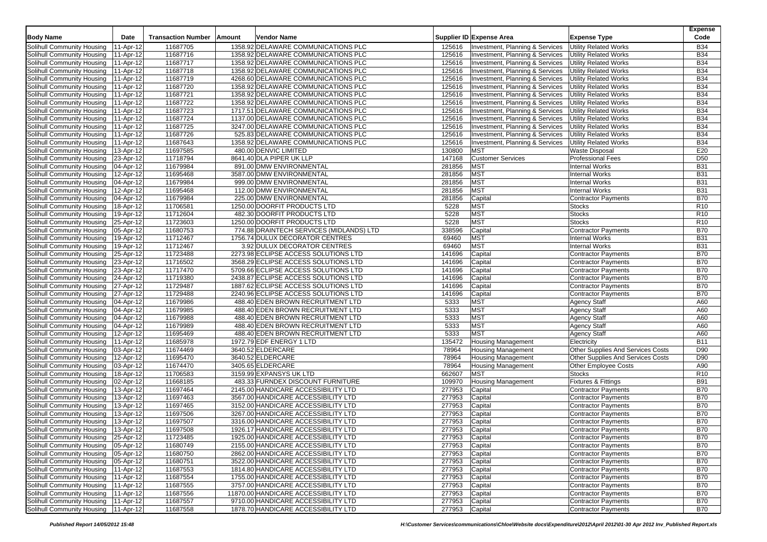| Body Name | Date | Transaction Number | Amount | Vendor Name | Supplier ID | Expense Area | Expense Type | Expense Code |
|---|---|---|---|---|---|---|---|---|
| Solihull Community Housing | 11-Apr-12 | 11687705 | 1358.92 | DELAWARE COMMUNICATIONS PLC | 125616 | Investment, Planning & Services | Utility Related Works | B34 |
| Solihull Community Housing | 11-Apr-12 | 11687716 | 1358.92 | DELAWARE COMMUNICATIONS PLC | 125616 | Investment, Planning & Services | Utility Related Works | B34 |
| Solihull Community Housing | 11-Apr-12 | 11687717 | 1358.92 | DELAWARE COMMUNICATIONS PLC | 125616 | Investment, Planning & Services | Utility Related Works | B34 |
| Solihull Community Housing | 11-Apr-12 | 11687718 | 1358.92 | DELAWARE COMMUNICATIONS PLC | 125616 | Investment, Planning & Services | Utility Related Works | B34 |
| Solihull Community Housing | 11-Apr-12 | 11687719 | 4268.60 | DELAWARE COMMUNICATIONS PLC | 125616 | Investment, Planning & Services | Utility Related Works | B34 |
| Solihull Community Housing | 11-Apr-12 | 11687720 | 1358.92 | DELAWARE COMMUNICATIONS PLC | 125616 | Investment, Planning & Services | Utility Related Works | B34 |
| Solihull Community Housing | 11-Apr-12 | 11687721 | 1358.92 | DELAWARE COMMUNICATIONS PLC | 125616 | Investment, Planning & Services | Utility Related Works | B34 |
| Solihull Community Housing | 11-Apr-12 | 11687722 | 1358.92 | DELAWARE COMMUNICATIONS PLC | 125616 | Investment, Planning & Services | Utility Related Works | B34 |
| Solihull Community Housing | 11-Apr-12 | 11687723 | 1717.51 | DELAWARE COMMUNICATIONS PLC | 125616 | Investment, Planning & Services | Utility Related Works | B34 |
| Solihull Community Housing | 11-Apr-12 | 11687724 | 1137.00 | DELAWARE COMMUNICATIONS PLC | 125616 | Investment, Planning & Services | Utility Related Works | B34 |
| Solihull Community Housing | 11-Apr-12 | 11687725 | 3247.00 | DELAWARE COMMUNICATIONS PLC | 125616 | Investment, Planning & Services | Utility Related Works | B34 |
| Solihull Community Housing | 11-Apr-12 | 11687726 | 525.83 | DELAWARE COMMUNICATIONS PLC | 125616 | Investment, Planning & Services | Utility Related Works | B34 |
| Solihull Community Housing | 11-Apr-12 | 11687643 | 1358.92 | DELAWARE COMMUNICATIONS PLC | 125616 | Investment, Planning & Services | Utility Related Works | B34 |
| Solihull Community Housing | 13-Apr-12 | 11697585 | 480.00 | DENVIC LIMITED | 130800 | MST | Waste Disposal | E20 |
| Solihull Community Housing | 23-Apr-12 | 11718794 | 8641.40 | DLA PIPER UK LLP | 147168 | Customer Services | Professional Fees | D50 |
| Solihull Community Housing | 04-Apr-12 | 11679984 | 891.00 | DMW ENVIRONMENTAL | 281856 | MST | Internal Works | B31 |
| Solihull Community Housing | 12-Apr-12 | 11695468 | 3587.00 | DMW ENVIRONMENTAL | 281856 | MST | Internal Works | B31 |
| Solihull Community Housing | 04-Apr-12 | 11679984 | 999.00 | DMW ENVIRONMENTAL | 281856 | MST | Internal Works | B31 |
| Solihull Community Housing | 12-Apr-12 | 11695468 | 112.00 | DMW ENVIRONMENTAL | 281856 | MST | Internal Works | B31 |
| Solihull Community Housing | 04-Apr-12 | 11679984 | 225.00 | DMW ENVIRONMENTAL | 281856 | Capital | Contractor Payments | B70 |
| Solihull Community Housing | 18-Apr-12 | 11706581 | 1250.00 | DOORFIT PRODUCTS LTD | 5228 | MST | Stocks | R10 |
| Solihull Community Housing | 19-Apr-12 | 11712604 | 482.30 | DOORFIT PRODUCTS LTD | 5228 | MST | Stocks | R10 |
| Solihull Community Housing | 25-Apr-12 | 11723603 | 1250.00 | DOORFIT PRODUCTS LTD | 5228 | MST | Stocks | R10 |
| Solihull Community Housing | 05-Apr-12 | 11680753 | 774.88 | DRAINTECH SERVICES (MIDLANDS) LTD | 338596 | Capital | Contractor Payments | B70 |
| Solihull Community Housing | 19-Apr-12 | 11712467 | 1756.74 | DULUX DECORATOR CENTRES | 69460 | MST | Internal Works | B31 |
| Solihull Community Housing | 19-Apr-12 | 11712467 | 3.92 | DULUX DECORATOR CENTRES | 69460 | MST | Internal Works | B31 |
| Solihull Community Housing | 25-Apr-12 | 11723488 | 2273.98 | ECLIPSE ACCESS SOLUTIONS LTD | 141696 | Capital | Contractor Payments | B70 |
| Solihull Community Housing | 23-Apr-12 | 11716502 | 3568.29 | ECLIPSE ACCESS SOLUTIONS LTD | 141696 | Capital | Contractor Payments | B70 |
| Solihull Community Housing | 23-Apr-12 | 11717470 | 5709.66 | ECLIPSE ACCESS SOLUTIONS LTD | 141696 | Capital | Contractor Payments | B70 |
| Solihull Community Housing | 24-Apr-12 | 11719380 | 2438.87 | ECLIPSE ACCESS SOLUTIONS LTD | 141696 | Capital | Contractor Payments | B70 |
| Solihull Community Housing | 27-Apr-12 | 11729487 | 1887.62 | ECLIPSE ACCESS SOLUTIONS LTD | 141696 | Capital | Contractor Payments | B70 |
| Solihull Community Housing | 27-Apr-12 | 11729488 | 2240.96 | ECLIPSE ACCESS SOLUTIONS LTD | 141696 | Capital | Contractor Payments | B70 |
| Solihull Community Housing | 04-Apr-12 | 11679986 | 488.40 | EDEN BROWN RECRUITMENT LTD | 5333 | MST | Agency Staff | A60 |
| Solihull Community Housing | 04-Apr-12 | 11679985 | 488.40 | EDEN BROWN RECRUITMENT LTD | 5333 | MST | Agency Staff | A60 |
| Solihull Community Housing | 04-Apr-12 | 11679988 | 488.40 | EDEN BROWN RECRUITMENT LTD | 5333 | MST | Agency Staff | A60 |
| Solihull Community Housing | 04-Apr-12 | 11679989 | 488.40 | EDEN BROWN RECRUITMENT LTD | 5333 | MST | Agency Staff | A60 |
| Solihull Community Housing | 12-Apr-12 | 11695469 | 488.40 | EDEN BROWN RECRUITMENT LTD | 5333 | MST | Agency Staff | A60 |
| Solihull Community Housing | 11-Apr-12 | 11685978 | 1972.79 | EDF ENERGY 1 LTD | 135472 | Housing Management | Electricity | B11 |
| Solihull Community Housing | 03-Apr-12 | 11674469 | 3640.52 | ELDERCARE | 78964 | Housing Management | Other Supplies And Services Costs | D90 |
| Solihull Community Housing | 12-Apr-12 | 11695470 | 3640.52 | ELDERCARE | 78964 | Housing Management | Other Supplies And Services Costs | D90 |
| Solihull Community Housing | 03-Apr-12 | 11674470 | 3405.65 | ELDERCARE | 78964 | Housing Management | Other Employee Costs | A90 |
| Solihull Community Housing | 18-Apr-12 | 11706583 | 3159.99 | EXPANSYS UK LTD | 662607 | MST | Stocks | R10 |
| Solihull Community Housing | 02-Apr-12 | 11668185 | 483.33 | FURNDEX DISCOUNT FURNITURE | 109970 | Housing Management | Fixtures & Fittings | B91 |
| Solihull Community Housing | 13-Apr-12 | 11697464 | 2145.00 | HANDICARE ACCESSIBILITY LTD | 277953 | Capital | Contractor Payments | B70 |
| Solihull Community Housing | 13-Apr-12 | 11697463 | 3567.00 | HANDICARE ACCESSIBILITY LTD | 277953 | Capital | Contractor Payments | B70 |
| Solihull Community Housing | 13-Apr-12 | 11697465 | 3152.00 | HANDICARE ACCESSIBILITY LTD | 277953 | Capital | Contractor Payments | B70 |
| Solihull Community Housing | 13-Apr-12 | 11697506 | 3267.00 | HANDICARE ACCESSIBILITY LTD | 277953 | Capital | Contractor Payments | B70 |
| Solihull Community Housing | 13-Apr-12 | 11697507 | 3316.00 | HANDICARE ACCESSIBILITY LTD | 277953 | Capital | Contractor Payments | B70 |
| Solihull Community Housing | 13-Apr-12 | 11697508 | 1926.17 | HANDICARE ACCESSIBILITY LTD | 277953 | Capital | Contractor Payments | B70 |
| Solihull Community Housing | 25-Apr-12 | 11723485 | 1925.00 | HANDICARE ACCESSIBILITY LTD | 277953 | Capital | Contractor Payments | B70 |
| Solihull Community Housing | 05-Apr-12 | 11680749 | 2155.00 | HANDICARE ACCESSIBILITY LTD | 277953 | Capital | Contractor Payments | B70 |
| Solihull Community Housing | 05-Apr-12 | 11680750 | 2862.00 | HANDICARE ACCESSIBILITY LTD | 277953 | Capital | Contractor Payments | B70 |
| Solihull Community Housing | 05-Apr-12 | 11680751 | 3522.00 | HANDICARE ACCESSIBILITY LTD | 277953 | Capital | Contractor Payments | B70 |
| Solihull Community Housing | 11-Apr-12 | 11687553 | 1814.80 | HANDICARE ACCESSIBILITY LTD | 277953 | Capital | Contractor Payments | B70 |
| Solihull Community Housing | 11-Apr-12 | 11687554 | 1755.00 | HANDICARE ACCESSIBILITY LTD | 277953 | Capital | Contractor Payments | B70 |
| Solihull Community Housing | 11-Apr-12 | 11687555 | 3757.00 | HANDICARE ACCESSIBILITY LTD | 277953 | Capital | Contractor Payments | B70 |
| Solihull Community Housing | 11-Apr-12 | 11687556 | 11870.00 | HANDICARE ACCESSIBILITY LTD | 277953 | Capital | Contractor Payments | B70 |
| Solihull Community Housing | 11-Apr-12 | 11687557 | 9710.00 | HANDICARE ACCESSIBILITY LTD | 277953 | Capital | Contractor Payments | B70 |
| Solihull Community Housing | 11-Apr-12 | 11687558 | 1878.70 | HANDICARE ACCESSIBILITY LTD | 277953 | Capital | Contractor Payments | B70 |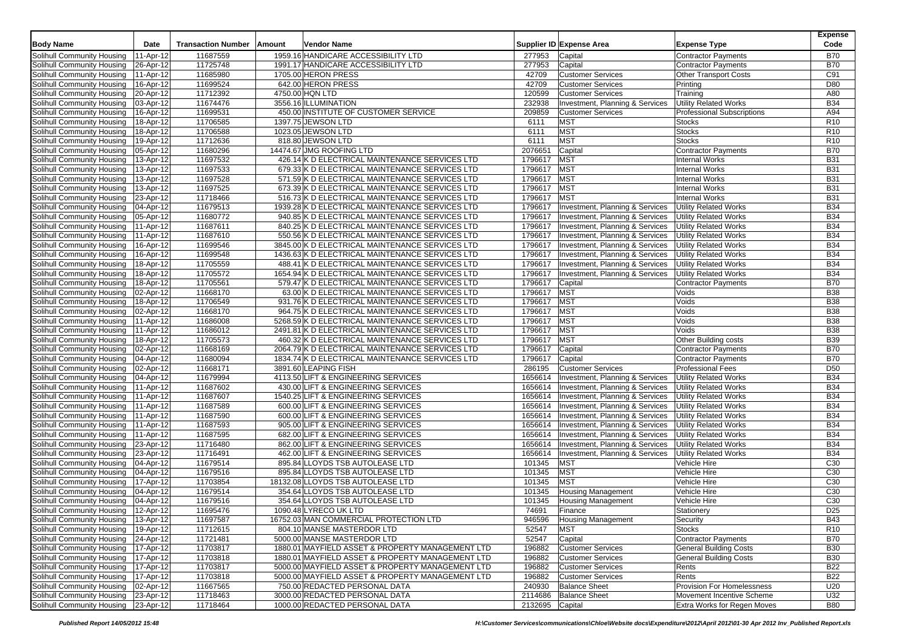| Body Name | Date | Transaction Number | Amount | Vendor Name | Supplier ID | Expense Area | Expense Type | Expense Code |
|---|---|---|---|---|---|---|---|---|
| Solihull Community Housing | 11-Apr-12 | 11687559 | 1959.16 | HANDICARE ACCESSIBILITY LTD | 277953 | Capital | Contractor Payments | B70 |
| Solihull Community Housing | 26-Apr-12 | 11725748 | 1991.17 | HANDICARE ACCESSIBILITY LTD | 277953 | Capital | Contractor Payments | B70 |
| Solihull Community Housing | 11-Apr-12 | 11685980 | 1705.00 | HERON PRESS | 42709 | Customer Services | Other Transport Costs | C91 |
| Solihull Community Housing | 16-Apr-12 | 11699524 | 642.00 | HERON PRESS | 42709 | Customer Services | Printing | D80 |
| Solihull Community Housing | 20-Apr-12 | 11712392 | 4750.00 | HQN LTD | 120599 | Customer Services | Training | A80 |
| Solihull Community Housing | 03-Apr-12 | 11674476 | 3556.16 | ILLUMINATION | 232938 | Investment, Planning & Services | Utility Related Works | B34 |
| Solihull Community Housing | 16-Apr-12 | 11699531 | 450.00 | INSTITUTE OF CUSTOMER SERVICE | 209859 | Customer Services | Professional Subscriptions | A94 |
| Solihull Community Housing | 18-Apr-12 | 11706585 | 1397.75 | JEWSON LTD | 6111 | MST | Stocks | R10 |
| Solihull Community Housing | 18-Apr-12 | 11706588 | 1023.05 | JEWSON LTD | 6111 | MST | Stocks | R10 |
| Solihull Community Housing | 19-Apr-12 | 11712636 | 818.80 | JEWSON LTD | 6111 | MST | Stocks | R10 |
| Solihull Community Housing | 05-Apr-12 | 11680296 | 14474.67 | JMG ROOFING LTD | 2076651 | Capital | Contractor Payments | B70 |
| Solihull Community Housing | 13-Apr-12 | 11697532 | 426.14 | K D ELECTRICAL MAINTENANCE SERVICES LTD | 1796617 | MST | Internal Works | B31 |
| Solihull Community Housing | 13-Apr-12 | 11697533 | 679.33 | K D ELECTRICAL MAINTENANCE SERVICES LTD | 1796617 | MST | Internal Works | B31 |
| Solihull Community Housing | 13-Apr-12 | 11697528 | 571.59 | K D ELECTRICAL MAINTENANCE SERVICES LTD | 1796617 | MST | Internal Works | B31 |
| Solihull Community Housing | 13-Apr-12 | 11697525 | 673.39 | K D ELECTRICAL MAINTENANCE SERVICES LTD | 1796617 | MST | Internal Works | B31 |
| Solihull Community Housing | 23-Apr-12 | 11718466 | 516.73 | K D ELECTRICAL MAINTENANCE SERVICES LTD | 1796617 | MST | Internal Works | B31 |
| Solihull Community Housing | 04-Apr-12 | 11679513 | 1939.28 | K D ELECTRICAL MAINTENANCE SERVICES LTD | 1796617 | Investment, Planning & Services | Utility Related Works | B34 |
| Solihull Community Housing | 05-Apr-12 | 11680772 | 940.85 | K D ELECTRICAL MAINTENANCE SERVICES LTD | 1796617 | Investment, Planning & Services | Utility Related Works | B34 |
| Solihull Community Housing | 11-Apr-12 | 11687611 | 840.25 | K D ELECTRICAL MAINTENANCE SERVICES LTD | 1796617 | Investment, Planning & Services | Utility Related Works | B34 |
| Solihull Community Housing | 11-Apr-12 | 11687610 | 550.56 | K D ELECTRICAL MAINTENANCE SERVICES LTD | 1796617 | Investment, Planning & Services | Utility Related Works | B34 |
| Solihull Community Housing | 16-Apr-12 | 11699546 | 3845.00 | K D ELECTRICAL MAINTENANCE SERVICES LTD | 1796617 | Investment, Planning & Services | Utility Related Works | B34 |
| Solihull Community Housing | 16-Apr-12 | 11699548 | 1436.63 | K D ELECTRICAL MAINTENANCE SERVICES LTD | 1796617 | Investment, Planning & Services | Utility Related Works | B34 |
| Solihull Community Housing | 18-Apr-12 | 11705559 | 488.41 | K D ELECTRICAL MAINTENANCE SERVICES LTD | 1796617 | Investment, Planning & Services | Utility Related Works | B34 |
| Solihull Community Housing | 18-Apr-12 | 11705572 | 1654.94 | K D ELECTRICAL MAINTENANCE SERVICES LTD | 1796617 | Investment, Planning & Services | Utility Related Works | B34 |
| Solihull Community Housing | 18-Apr-12 | 11705561 | 579.47 | K D ELECTRICAL MAINTENANCE SERVICES LTD | 1796617 | Capital | Contractor Payments | B70 |
| Solihull Community Housing | 02-Apr-12 | 11668170 | 63.00 | K D ELECTRICAL MAINTENANCE SERVICES LTD | 1796617 | MST | Voids | B38 |
| Solihull Community Housing | 18-Apr-12 | 11706549 | 931.76 | K D ELECTRICAL MAINTENANCE SERVICES LTD | 1796617 | MST | Voids | B38 |
| Solihull Community Housing | 02-Apr-12 | 11668170 | 964.75 | K D ELECTRICAL MAINTENANCE SERVICES LTD | 1796617 | MST | Voids | B38 |
| Solihull Community Housing | 11-Apr-12 | 11686008 | 5268.59 | K D ELECTRICAL MAINTENANCE SERVICES LTD | 1796617 | MST | Voids | B38 |
| Solihull Community Housing | 11-Apr-12 | 11686012 | 2491.81 | K D ELECTRICAL MAINTENANCE SERVICES LTD | 1796617 | MST | Voids | B38 |
| Solihull Community Housing | 18-Apr-12 | 11705573 | 460.32 | K D ELECTRICAL MAINTENANCE SERVICES LTD | 1796617 | MST | Other Building costs | B39 |
| Solihull Community Housing | 02-Apr-12 | 11668169 | 2064.79 | K D ELECTRICAL MAINTENANCE SERVICES LTD | 1796617 | Capital | Contractor Payments | B70 |
| Solihull Community Housing | 04-Apr-12 | 11680094 | 1834.74 | K D ELECTRICAL MAINTENANCE SERVICES LTD | 1796617 | Capital | Contractor Payments | B70 |
| Solihull Community Housing | 02-Apr-12 | 11668171 | 3891.60 | LEAPING FISH | 286195 | Customer Services | Professional Fees | D50 |
| Solihull Community Housing | 04-Apr-12 | 11679994 | 4113.50 | LIFT & ENGINEERING SERVICES | 1656614 | Investment, Planning & Services | Utility Related Works | B34 |
| Solihull Community Housing | 11-Apr-12 | 11687602 | 430.00 | LIFT & ENGINEERING SERVICES | 1656614 | Investment, Planning & Services | Utility Related Works | B34 |
| Solihull Community Housing | 11-Apr-12 | 11687607 | 1540.25 | LIFT & ENGINEERING SERVICES | 1656614 | Investment, Planning & Services | Utility Related Works | B34 |
| Solihull Community Housing | 11-Apr-12 | 11687589 | 600.00 | LIFT & ENGINEERING SERVICES | 1656614 | Investment, Planning & Services | Utility Related Works | B34 |
| Solihull Community Housing | 11-Apr-12 | 11687590 | 600.00 | LIFT & ENGINEERING SERVICES | 1656614 | Investment, Planning & Services | Utility Related Works | B34 |
| Solihull Community Housing | 11-Apr-12 | 11687593 | 905.00 | LIFT & ENGINEERING SERVICES | 1656614 | Investment, Planning & Services | Utility Related Works | B34 |
| Solihull Community Housing | 11-Apr-12 | 11687595 | 682.00 | LIFT & ENGINEERING SERVICES | 1656614 | Investment, Planning & Services | Utility Related Works | B34 |
| Solihull Community Housing | 23-Apr-12 | 11716480 | 862.00 | LIFT & ENGINEERING SERVICES | 1656614 | Investment, Planning & Services | Utility Related Works | B34 |
| Solihull Community Housing | 23-Apr-12 | 11716491 | 462.00 | LIFT & ENGINEERING SERVICES | 1656614 | Investment, Planning & Services | Utility Related Works | B34 |
| Solihull Community Housing | 04-Apr-12 | 11679514 | 895.84 | LLOYDS TSB AUTOLEASE LTD | 101345 | MST | Vehicle Hire | C30 |
| Solihull Community Housing | 04-Apr-12 | 11679516 | 895.84 | LLOYDS TSB AUTOLEASE LTD | 101345 | MST | Vehicle Hire | C30 |
| Solihull Community Housing | 17-Apr-12 | 11703854 | 18132.08 | LLOYDS TSB AUTOLEASE LTD | 101345 | MST | Vehicle Hire | C30 |
| Solihull Community Housing | 04-Apr-12 | 11679514 | 354.64 | LLOYDS TSB AUTOLEASE LTD | 101345 | Housing Management | Vehicle Hire | C30 |
| Solihull Community Housing | 04-Apr-12 | 11679516 | 354.64 | LLOYDS TSB AUTOLEASE LTD | 101345 | Housing Management | Vehicle Hire | C30 |
| Solihull Community Housing | 12-Apr-12 | 11695476 | 1090.48 | LYRECO UK LTD | 74691 | Finance | Stationery | D25 |
| Solihull Community Housing | 13-Apr-12 | 11697587 | 16752.03 | MAN COMMERCIAL PROTECTION LTD | 946596 | Housing Management | Security | B43 |
| Solihull Community Housing | 19-Apr-12 | 11712615 | 804.10 | MANSE MASTERDOR LTD | 52547 | MST | Stocks | R10 |
| Solihull Community Housing | 24-Apr-12 | 11721481 | 5000.00 | MANSE MASTERDOR LTD | 52547 | Capital | Contractor Payments | B70 |
| Solihull Community Housing | 17-Apr-12 | 11703817 | 1880.01 | MAYFIELD ASSET & PROPERTY MANAGEMENT LTD | 196882 | Customer Services | General Building Costs | B30 |
| Solihull Community Housing | 17-Apr-12 | 11703818 | 1880.01 | MAYFIELD ASSET & PROPERTY MANAGEMENT LTD | 196882 | Customer Services | General Building Costs | B30 |
| Solihull Community Housing | 17-Apr-12 | 11703817 | 5000.00 | MAYFIELD ASSET & PROPERTY MANAGEMENT LTD | 196882 | Customer Services | Rents | B22 |
| Solihull Community Housing | 17-Apr-12 | 11703818 | 5000.00 | MAYFIELD ASSET & PROPERTY MANAGEMENT LTD | 196882 | Customer Services | Rents | B22 |
| Solihull Community Housing | 02-Apr-12 | 11667565 | 750.00 | REDACTED PERSONAL DATA | 240930 | Balance Sheet | Provision For Homelessness | U20 |
| Solihull Community Housing | 23-Apr-12 | 11718463 | 3000.00 | REDACTED PERSONAL DATA | 2114686 | Balance Sheet | Movement Incentive Scheme | U32 |
| Solihull Community Housing | 23-Apr-12 | 11718464 | 1000.00 | REDACTED PERSONAL DATA | 2132695 | Capital | Extra Works for Regen Moves | B80 |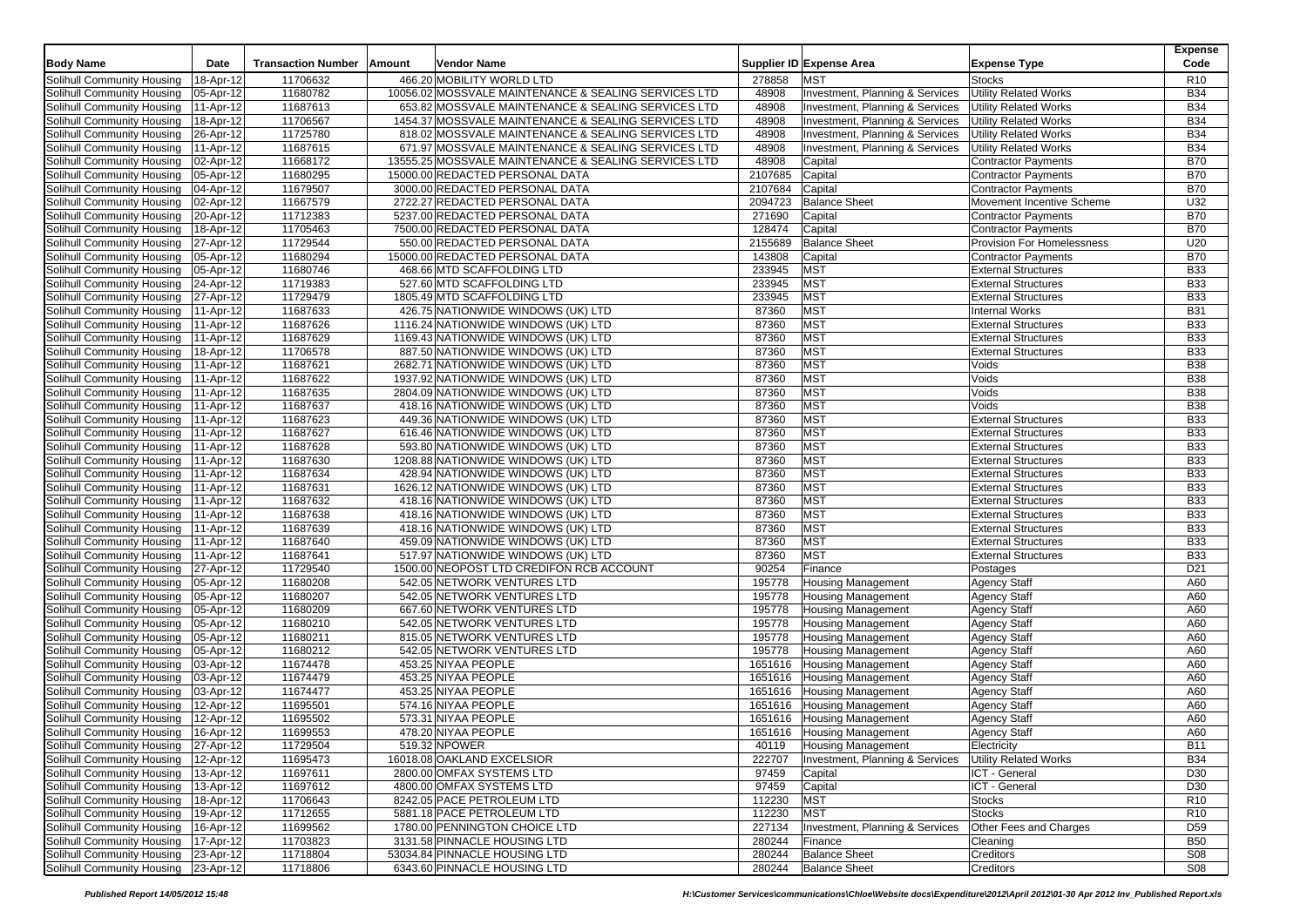| Body Name | Date | Transaction Number | Amount | Vendor Name | Supplier ID | Expense Area | Expense Type | Expense Code |
|---|---|---|---|---|---|---|---|---|
| Solihull Community Housing | 18-Apr-12 | 11706632 | 466.20 | MOBILITY WORLD LTD | 278858 | MST | Stocks | R10 |
| Solihull Community Housing | 05-Apr-12 | 11680782 | 10056.02 | MOSSVALE MAINTENANCE & SEALING SERVICES LTD | 48908 | Investment, Planning & Services | Utility Related Works | B34 |
| Solihull Community Housing | 11-Apr-12 | 11687613 | 653.82 | MOSSVALE MAINTENANCE & SEALING SERVICES LTD | 48908 | Investment, Planning & Services | Utility Related Works | B34 |
| Solihull Community Housing | 18-Apr-12 | 11706567 | 1454.37 | MOSSVALE MAINTENANCE & SEALING SERVICES LTD | 48908 | Investment, Planning & Services | Utility Related Works | B34 |
| Solihull Community Housing | 26-Apr-12 | 11725780 | 818.02 | MOSSVALE MAINTENANCE & SEALING SERVICES LTD | 48908 | Investment, Planning & Services | Utility Related Works | B34 |
| Solihull Community Housing | 11-Apr-12 | 11687615 | 671.97 | MOSSVALE MAINTENANCE & SEALING SERVICES LTD | 48908 | Investment, Planning & Services | Utility Related Works | B34 |
| Solihull Community Housing | 02-Apr-12 | 11668172 | 13555.25 | MOSSVALE MAINTENANCE & SEALING SERVICES LTD | 48908 | Capital | Contractor Payments | B70 |
| Solihull Community Housing | 05-Apr-12 | 11680295 | 15000.00 | REDACTED PERSONAL DATA | 2107685 | Capital | Contractor Payments | B70 |
| Solihull Community Housing | 04-Apr-12 | 11679507 | 3000.00 | REDACTED PERSONAL DATA | 2107684 | Capital | Contractor Payments | B70 |
| Solihull Community Housing | 02-Apr-12 | 11667579 | 2722.27 | REDACTED PERSONAL DATA | 2094723 | Balance Sheet | Movement Incentive Scheme | U32 |
| Solihull Community Housing | 20-Apr-12 | 11712383 | 5237.00 | REDACTED PERSONAL DATA | 271690 | Capital | Contractor Payments | B70 |
| Solihull Community Housing | 18-Apr-12 | 11705463 | 7500.00 | REDACTED PERSONAL DATA | 128474 | Capital | Contractor Payments | B70 |
| Solihull Community Housing | 27-Apr-12 | 11729544 | 550.00 | REDACTED PERSONAL DATA | 2155689 | Balance Sheet | Provision For Homelessness | U20 |
| Solihull Community Housing | 05-Apr-12 | 11680294 | 15000.00 | REDACTED PERSONAL DATA | 143808 | Capital | Contractor Payments | B70 |
| Solihull Community Housing | 05-Apr-12 | 11680746 | 468.66 | MTD SCAFFOLDING LTD | 233945 | MST | External Structures | B33 |
| Solihull Community Housing | 24-Apr-12 | 11719383 | 527.60 | MTD SCAFFOLDING LTD | 233945 | MST | External Structures | B33 |
| Solihull Community Housing | 27-Apr-12 | 11729479 | 1805.49 | MTD SCAFFOLDING LTD | 233945 | MST | External Structures | B33 |
| Solihull Community Housing | 11-Apr-12 | 11687633 | 426.75 | NATIONWIDE WINDOWS (UK) LTD | 87360 | MST | Internal Works | B31 |
| Solihull Community Housing | 11-Apr-12 | 11687626 | 1116.24 | NATIONWIDE WINDOWS (UK) LTD | 87360 | MST | External Structures | B33 |
| Solihull Community Housing | 11-Apr-12 | 11687629 | 1169.43 | NATIONWIDE WINDOWS (UK) LTD | 87360 | MST | External Structures | B33 |
| Solihull Community Housing | 18-Apr-12 | 11706578 | 887.50 | NATIONWIDE WINDOWS (UK) LTD | 87360 | MST | External Structures | B33 |
| Solihull Community Housing | 11-Apr-12 | 11687621 | 2682.71 | NATIONWIDE WINDOWS (UK) LTD | 87360 | MST | Voids | B38 |
| Solihull Community Housing | 11-Apr-12 | 11687622 | 1937.92 | NATIONWIDE WINDOWS (UK) LTD | 87360 | MST | Voids | B38 |
| Solihull Community Housing | 11-Apr-12 | 11687635 | 2804.09 | NATIONWIDE WINDOWS (UK) LTD | 87360 | MST | Voids | B38 |
| Solihull Community Housing | 11-Apr-12 | 11687637 | 418.16 | NATIONWIDE WINDOWS (UK) LTD | 87360 | MST | Voids | B38 |
| Solihull Community Housing | 11-Apr-12 | 11687623 | 449.36 | NATIONWIDE WINDOWS (UK) LTD | 87360 | MST | External Structures | B33 |
| Solihull Community Housing | 11-Apr-12 | 11687627 | 616.46 | NATIONWIDE WINDOWS (UK) LTD | 87360 | MST | External Structures | B33 |
| Solihull Community Housing | 11-Apr-12 | 11687628 | 593.80 | NATIONWIDE WINDOWS (UK) LTD | 87360 | MST | External Structures | B33 |
| Solihull Community Housing | 11-Apr-12 | 11687630 | 1208.88 | NATIONWIDE WINDOWS (UK) LTD | 87360 | MST | External Structures | B33 |
| Solihull Community Housing | 11-Apr-12 | 11687634 | 428.94 | NATIONWIDE WINDOWS (UK) LTD | 87360 | MST | External Structures | B33 |
| Solihull Community Housing | 11-Apr-12 | 11687631 | 1626.12 | NATIONWIDE WINDOWS (UK) LTD | 87360 | MST | External Structures | B33 |
| Solihull Community Housing | 11-Apr-12 | 11687632 | 418.16 | NATIONWIDE WINDOWS (UK) LTD | 87360 | MST | External Structures | B33 |
| Solihull Community Housing | 11-Apr-12 | 11687638 | 418.16 | NATIONWIDE WINDOWS (UK) LTD | 87360 | MST | External Structures | B33 |
| Solihull Community Housing | 11-Apr-12 | 11687639 | 418.16 | NATIONWIDE WINDOWS (UK) LTD | 87360 | MST | External Structures | B33 |
| Solihull Community Housing | 11-Apr-12 | 11687640 | 459.09 | NATIONWIDE WINDOWS (UK) LTD | 87360 | MST | External Structures | B33 |
| Solihull Community Housing | 11-Apr-12 | 11687641 | 517.97 | NATIONWIDE WINDOWS (UK) LTD | 87360 | MST | External Structures | B33 |
| Solihull Community Housing | 27-Apr-12 | 11729540 | 1500.00 | NEOPOST LTD CREDIFON RCB ACCOUNT | 90254 | Finance | Postages | D21 |
| Solihull Community Housing | 05-Apr-12 | 11680208 | 542.05 | NETWORK VENTURES LTD | 195778 | Housing Management | Agency Staff | A60 |
| Solihull Community Housing | 05-Apr-12 | 11680207 | 542.05 | NETWORK VENTURES LTD | 195778 | Housing Management | Agency Staff | A60 |
| Solihull Community Housing | 05-Apr-12 | 11680209 | 667.60 | NETWORK VENTURES LTD | 195778 | Housing Management | Agency Staff | A60 |
| Solihull Community Housing | 05-Apr-12 | 11680210 | 542.05 | NETWORK VENTURES LTD | 195778 | Housing Management | Agency Staff | A60 |
| Solihull Community Housing | 05-Apr-12 | 11680211 | 815.05 | NETWORK VENTURES LTD | 195778 | Housing Management | Agency Staff | A60 |
| Solihull Community Housing | 05-Apr-12 | 11680212 | 542.05 | NETWORK VENTURES LTD | 195778 | Housing Management | Agency Staff | A60 |
| Solihull Community Housing | 03-Apr-12 | 11674478 | 453.25 | NIYAA PEOPLE | 1651616 | Housing Management | Agency Staff | A60 |
| Solihull Community Housing | 03-Apr-12 | 11674479 | 453.25 | NIYAA PEOPLE | 1651616 | Housing Management | Agency Staff | A60 |
| Solihull Community Housing | 03-Apr-12 | 11674477 | 453.25 | NIYAA PEOPLE | 1651616 | Housing Management | Agency Staff | A60 |
| Solihull Community Housing | 12-Apr-12 | 11695501 | 574.16 | NIYAA PEOPLE | 1651616 | Housing Management | Agency Staff | A60 |
| Solihull Community Housing | 12-Apr-12 | 11695502 | 573.31 | NIYAA PEOPLE | 1651616 | Housing Management | Agency Staff | A60 |
| Solihull Community Housing | 16-Apr-12 | 11699553 | 478.20 | NIYAA PEOPLE | 1651616 | Housing Management | Agency Staff | A60 |
| Solihull Community Housing | 27-Apr-12 | 11729504 | 519.32 | NPOWER | 40119 | Housing Management | Electricity | B11 |
| Solihull Community Housing | 12-Apr-12 | 11695473 | 16018.08 | OAKLAND EXCELSIOR | 222707 | Investment, Planning & Services | Utility Related Works | B34 |
| Solihull Community Housing | 13-Apr-12 | 11697611 | 2800.00 | OMFAX SYSTEMS LTD | 97459 | Capital | ICT - General | D30 |
| Solihull Community Housing | 13-Apr-12 | 11697612 | 4800.00 | OMFAX SYSTEMS LTD | 97459 | Capital | ICT - General | D30 |
| Solihull Community Housing | 18-Apr-12 | 11706643 | 8242.05 | PACE PETROLEUM LTD | 112230 | MST | Stocks | R10 |
| Solihull Community Housing | 19-Apr-12 | 11712655 | 5881.18 | PACE PETROLEUM LTD | 112230 | MST | Stocks | R10 |
| Solihull Community Housing | 16-Apr-12 | 11699562 | 1780.00 | PENNINGTON CHOICE LTD | 227134 | Investment, Planning & Services | Other Fees and Charges | D59 |
| Solihull Community Housing | 17-Apr-12 | 11703823 | 3131.58 | PINNACLE HOUSING LTD | 280244 | Finance | Cleaning | B50 |
| Solihull Community Housing | 23-Apr-12 | 11718804 | 53034.84 | PINNACLE HOUSING LTD | 280244 | Balance Sheet | Creditors | S08 |
| Solihull Community Housing | 23-Apr-12 | 11718806 | 6343.60 | PINNACLE HOUSING LTD | 280244 | Balance Sheet | Creditors | S08 |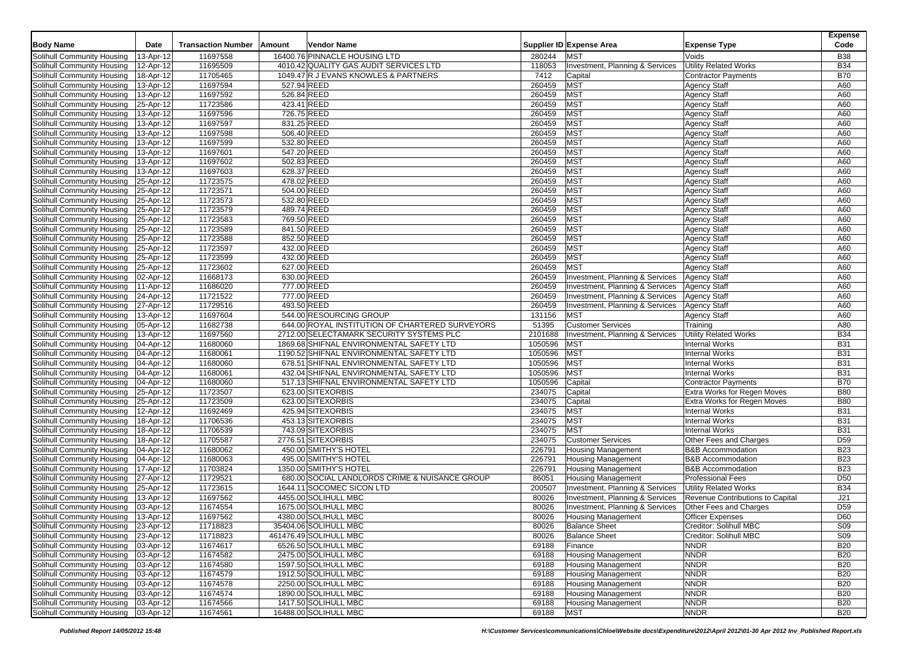| Body Name | Date | Transaction Number | Amount | Vendor Name | Supplier ID | Expense Area | Expense Type | Expense Code |
|---|---|---|---|---|---|---|---|---|
| Solihull Community Housing | 13-Apr-12 | 11697558 | 16400.76 | PINNACLE HOUSING LTD | 280244 | MST | Voids | B38 |
| Solihull Community Housing | 12-Apr-12 | 11695509 | 4010.42 | QUALITY GAS AUDIT SERVICES LTD | 118053 | Investment, Planning & Services | Utility Related Works | B34 |
| Solihull Community Housing | 18-Apr-12 | 11705465 | 1049.47 | R J EVANS KNOWLES & PARTNERS | 7412 | Capital | Contractor Payments | B70 |
| Solihull Community Housing | 13-Apr-12 | 11697594 | 527.94 | REED | 260459 | MST | Agency Staff | A60 |
| Solihull Community Housing | 13-Apr-12 | 11697592 | 526.84 | REED | 260459 | MST | Agency Staff | A60 |
| Solihull Community Housing | 25-Apr-12 | 11723586 | 423.41 | REED | 260459 | MST | Agency Staff | A60 |
| Solihull Community Housing | 13-Apr-12 | 11697596 | 726.75 | REED | 260459 | MST | Agency Staff | A60 |
| Solihull Community Housing | 13-Apr-12 | 11697597 | 831.25 | REED | 260459 | MST | Agency Staff | A60 |
| Solihull Community Housing | 13-Apr-12 | 11697598 | 506.40 | REED | 260459 | MST | Agency Staff | A60 |
| Solihull Community Housing | 13-Apr-12 | 11697599 | 532.80 | REED | 260459 | MST | Agency Staff | A60 |
| Solihull Community Housing | 13-Apr-12 | 11697601 | 547.20 | REED | 260459 | MST | Agency Staff | A60 |
| Solihull Community Housing | 13-Apr-12 | 11697602 | 502.83 | REED | 260459 | MST | Agency Staff | A60 |
| Solihull Community Housing | 13-Apr-12 | 11697603 | 628.37 | REED | 260459 | MST | Agency Staff | A60 |
| Solihull Community Housing | 25-Apr-12 | 11723575 | 478.02 | REED | 260459 | MST | Agency Staff | A60 |
| Solihull Community Housing | 25-Apr-12 | 11723571 | 504.00 | REED | 260459 | MST | Agency Staff | A60 |
| Solihull Community Housing | 25-Apr-12 | 11723573 | 532.80 | REED | 260459 | MST | Agency Staff | A60 |
| Solihull Community Housing | 25-Apr-12 | 11723579 | 489.74 | REED | 260459 | MST | Agency Staff | A60 |
| Solihull Community Housing | 25-Apr-12 | 11723583 | 769.50 | REED | 260459 | MST | Agency Staff | A60 |
| Solihull Community Housing | 25-Apr-12 | 11723589 | 841.50 | REED | 260459 | MST | Agency Staff | A60 |
| Solihull Community Housing | 25-Apr-12 | 11723588 | 852.50 | REED | 260459 | MST | Agency Staff | A60 |
| Solihull Community Housing | 25-Apr-12 | 11723597 | 432.00 | REED | 260459 | MST | Agency Staff | A60 |
| Solihull Community Housing | 25-Apr-12 | 11723599 | 432.00 | REED | 260459 | MST | Agency Staff | A60 |
| Solihull Community Housing | 25-Apr-12 | 11723602 | 627.00 | REED | 260459 | MST | Agency Staff | A60 |
| Solihull Community Housing | 02-Apr-12 | 11668173 | 630.00 | REED | 260459 | Investment, Planning & Services | Agency Staff | A60 |
| Solihull Community Housing | 11-Apr-12 | 11686020 | 777.00 | REED | 260459 | Investment, Planning & Services | Agency Staff | A60 |
| Solihull Community Housing | 24-Apr-12 | 11721522 | 777.00 | REED | 260459 | Investment, Planning & Services | Agency Staff | A60 |
| Solihull Community Housing | 27-Apr-12 | 11729516 | 493.50 | REED | 260459 | Investment, Planning & Services | Agency Staff | A60 |
| Solihull Community Housing | 13-Apr-12 | 11697604 | 544.00 | RESOURCING GROUP | 131156 | MST | Agency Staff | A60 |
| Solihull Community Housing | 05-Apr-12 | 11682738 | 644.00 | ROYAL INSTITUTION OF CHARTERED SURVEYORS | 51395 | Customer Services | Training | A80 |
| Solihull Community Housing | 13-Apr-12 | 11697560 | 2712.00 | SELECTAMARK SECURITY SYSTEMS PLC | 2101688 | Investment, Planning & Services | Utility Related Works | B34 |
| Solihull Community Housing | 04-Apr-12 | 11680060 | 1869.68 | SHIFNAL ENVIRONMENTAL SAFETY LTD | 1050596 | MST | Internal Works | B31 |
| Solihull Community Housing | 04-Apr-12 | 11680061 | 1190.52 | SHIFNAL ENVIRONMENTAL SAFETY LTD | 1050596 | MST | Internal Works | B31 |
| Solihull Community Housing | 04-Apr-12 | 11680060 | 678.51 | SHIFNAL ENVIRONMENTAL SAFETY LTD | 1050596 | MST | Internal Works | B31 |
| Solihull Community Housing | 04-Apr-12 | 11680061 | 432.04 | SHIFNAL ENVIRONMENTAL SAFETY LTD | 1050596 | MST | Internal Works | B31 |
| Solihull Community Housing | 04-Apr-12 | 11680060 | 517.13 | SHIFNAL ENVIRONMENTAL SAFETY LTD | 1050596 | Capital | Contractor Payments | B70 |
| Solihull Community Housing | 25-Apr-12 | 11723507 | 623.00 | SITEXORBIS | 234075 | Capital | Extra Works for Regen Moves | B80 |
| Solihull Community Housing | 25-Apr-12 | 11723509 | 623.00 | SITEXORBIS | 234075 | Capital | Extra Works for Regen Moves | B80 |
| Solihull Community Housing | 12-Apr-12 | 11692469 | 425.94 | SITEXORBIS | 234075 | MST | Internal Works | B31 |
| Solihull Community Housing | 18-Apr-12 | 11706536 | 453.13 | SITEXORBIS | 234075 | MST | Internal Works | B31 |
| Solihull Community Housing | 18-Apr-12 | 11706539 | 743.09 | SITEXORBIS | 234075 | MST | Internal Works | B31 |
| Solihull Community Housing | 18-Apr-12 | 11705587 | 2776.51 | SITEXORBIS | 234075 | Customer Services | Other Fees and Charges | D59 |
| Solihull Community Housing | 04-Apr-12 | 11680062 | 450.00 | SMITHY'S HOTEL | 226791 | Housing Management | B&B Accommodation | B23 |
| Solihull Community Housing | 04-Apr-12 | 11680063 | 495.00 | SMITHY'S HOTEL | 226791 | Housing Management | B&B Accommodation | B23 |
| Solihull Community Housing | 17-Apr-12 | 11703824 | 1350.00 | SMITHY'S HOTEL | 226791 | Housing Management | B&B Accommodation | B23 |
| Solihull Community Housing | 27-Apr-12 | 11729521 | 680.00 | SOCIAL LANDLORDS CRIME & NUISANCE GROUP | 86051 | Housing Management | Professional Fees | D50 |
| Solihull Community Housing | 25-Apr-12 | 11723615 | 1644.11 | SOCOMEC SICON LTD | 200507 | Investment, Planning & Services | Utility Related Works | B34 |
| Solihull Community Housing | 13-Apr-12 | 11697562 | 4455.00 | SOLIHULL MBC | 80026 | Investment, Planning & Services | Revenue Contributions to Capital | J21 |
| Solihull Community Housing | 03-Apr-12 | 11674554 | 1675.00 | SOLIHULL MBC | 80026 | Investment, Planning & Services | Other Fees and Charges | D59 |
| Solihull Community Housing | 13-Apr-12 | 11697562 | 4380.00 | SOLIHULL MBC | 80026 | Housing Management | Officer Expenses | D60 |
| Solihull Community Housing | 23-Apr-12 | 11718823 | 35404.06 | SOLIHULL MBC | 80026 | Balance Sheet | Creditor: Solihull MBC | S09 |
| Solihull Community Housing | 23-Apr-12 | 11718823 | 461476.49 | SOLIHULL MBC | 80026 | Balance Sheet | Creditor: Solihull MBC | S09 |
| Solihull Community Housing | 03-Apr-12 | 11674617 | 6526.50 | SOLIHULL MBC | 69188 | Finance | NNDR | B20 |
| Solihull Community Housing | 03-Apr-12 | 11674582 | 2475.00 | SOLIHULL MBC | 69188 | Housing Management | NNDR | B20 |
| Solihull Community Housing | 03-Apr-12 | 11674580 | 1597.50 | SOLIHULL MBC | 69188 | Housing Management | NNDR | B20 |
| Solihull Community Housing | 03-Apr-12 | 11674579 | 1912.50 | SOLIHULL MBC | 69188 | Housing Management | NNDR | B20 |
| Solihull Community Housing | 03-Apr-12 | 11674578 | 2250.00 | SOLIHULL MBC | 69188 | Housing Management | NNDR | B20 |
| Solihull Community Housing | 03-Apr-12 | 11674574 | 1890.00 | SOLIHULL MBC | 69188 | Housing Management | NNDR | B20 |
| Solihull Community Housing | 03-Apr-12 | 11674566 | 1417.50 | SOLIHULL MBC | 69188 | Housing Management | NNDR | B20 |
| Solihull Community Housing | 03-Apr-12 | 11674561 | 16488.00 | SOLIHULL MBC | 69188 | MST | NNDR | B20 |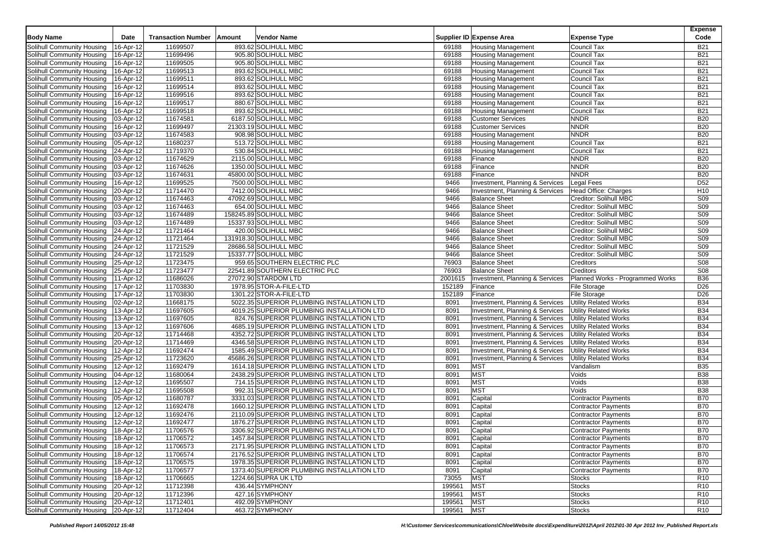| Body Name | Date | Transaction Number | Amount | Vendor Name | Supplier ID | Expense Area | Expense Type | Expense Code |
|---|---|---|---|---|---|---|---|---|
| Solihull Community Housing | 16-Apr-12 | 11699507 | 893.62 | SOLIHULL MBC | 69188 | Housing Management | Council Tax | B21 |
| Solihull Community Housing | 16-Apr-12 | 11699496 | 905.80 | SOLIHULL MBC | 69188 | Housing Management | Council Tax | B21 |
| Solihull Community Housing | 16-Apr-12 | 11699505 | 905.80 | SOLIHULL MBC | 69188 | Housing Management | Council Tax | B21 |
| Solihull Community Housing | 16-Apr-12 | 11699513 | 893.62 | SOLIHULL MBC | 69188 | Housing Management | Council Tax | B21 |
| Solihull Community Housing | 16-Apr-12 | 11699511 | 893.62 | SOLIHULL MBC | 69188 | Housing Management | Council Tax | B21 |
| Solihull Community Housing | 16-Apr-12 | 11699514 | 893.62 | SOLIHULL MBC | 69188 | Housing Management | Council Tax | B21 |
| Solihull Community Housing | 16-Apr-12 | 11699516 | 893.62 | SOLIHULL MBC | 69188 | Housing Management | Council Tax | B21 |
| Solihull Community Housing | 16-Apr-12 | 11699517 | 880.67 | SOLIHULL MBC | 69188 | Housing Management | Council Tax | B21 |
| Solihull Community Housing | 16-Apr-12 | 11699518 | 893.62 | SOLIHULL MBC | 69188 | Housing Management | Council Tax | B21 |
| Solihull Community Housing | 03-Apr-12 | 11674581 | 6187.50 | SOLIHULL MBC | 69188 | Customer Services | NNDR | B20 |
| Solihull Community Housing | 16-Apr-12 | 11699497 | 21303.19 | SOLIHULL MBC | 69188 | Customer Services | NNDR | B20 |
| Solihull Community Housing | 03-Apr-12 | 11674583 | 908.98 | SOLIHULL MBC | 69188 | Housing Management | NNDR | B20 |
| Solihull Community Housing | 05-Apr-12 | 11680237 | 513.72 | SOLIHULL MBC | 69188 | Housing Management | Council Tax | B21 |
| Solihull Community Housing | 24-Apr-12 | 11719370 | 530.84 | SOLIHULL MBC | 69188 | Housing Management | Council Tax | B21 |
| Solihull Community Housing | 03-Apr-12 | 11674629 | 2115.00 | SOLIHULL MBC | 69188 | Finance | NNDR | B20 |
| Solihull Community Housing | 03-Apr-12 | 11674626 | 1350.00 | SOLIHULL MBC | 69188 | Finance | NNDR | B20 |
| Solihull Community Housing | 03-Apr-12 | 11674631 | 45800.00 | SOLIHULL MBC | 69188 | Finance | NNDR | B20 |
| Solihull Community Housing | 16-Apr-12 | 11699525 | 7500.00 | SOLIHULL MBC | 9466 | Investment, Planning & Services | Legal Fees | D52 |
| Solihull Community Housing | 20-Apr-12 | 11714470 | 7412.00 | SOLIHULL MBC | 9466 | Investment, Planning & Services | Head Office: Charges | H10 |
| Solihull Community Housing | 03-Apr-12 | 11674463 | 47092.69 | SOLIHULL MBC | 9466 | Balance Sheet | Creditor: Solihull MBC | S09 |
| Solihull Community Housing | 03-Apr-12 | 11674463 | 654.00 | SOLIHULL MBC | 9466 | Balance Sheet | Creditor: Solihull MBC | S09 |
| Solihull Community Housing | 03-Apr-12 | 11674489 | 158245.89 | SOLIHULL MBC | 9466 | Balance Sheet | Creditor: Solihull MBC | S09 |
| Solihull Community Housing | 03-Apr-12 | 11674489 | 15337.93 | SOLIHULL MBC | 9466 | Balance Sheet | Creditor: Solihull MBC | S09 |
| Solihull Community Housing | 24-Apr-12 | 11721464 | 420.00 | SOLIHULL MBC | 9466 | Balance Sheet | Creditor: Solihull MBC | S09 |
| Solihull Community Housing | 24-Apr-12 | 11721464 | 131918.30 | SOLIHULL MBC | 9466 | Balance Sheet | Creditor: Solihull MBC | S09 |
| Solihull Community Housing | 24-Apr-12 | 11721529 | 28686.58 | SOLIHULL MBC | 9466 | Balance Sheet | Creditor: Solihull MBC | S09 |
| Solihull Community Housing | 24-Apr-12 | 11721529 | 15337.77 | SOLIHULL MBC | 9466 | Balance Sheet | Creditor: Solihull MBC | S09 |
| Solihull Community Housing | 25-Apr-12 | 11723475 | 959.65 | SOUTHERN ELECTRIC PLC | 76903 | Balance Sheet | Creditors | S08 |
| Solihull Community Housing | 25-Apr-12 | 11723477 | 22541.89 | SOUTHERN ELECTRIC PLC | 76903 | Balance Sheet | Creditors | S08 |
| Solihull Community Housing | 11-Apr-12 | 11686026 | 27072.90 | STARDOM LTD | 2001615 | Investment, Planning & Services | Planned Works - Programmed Works | B36 |
| Solihull Community Housing | 17-Apr-12 | 11703830 | 1978.95 | STOR-A-FILE-LTD | 152189 | Finance | File Storage | D26 |
| Solihull Community Housing | 17-Apr-12 | 11703830 | 1301.22 | STOR-A-FILE-LTD | 152189 | Finance | File Storage | D26 |
| Solihull Community Housing | 02-Apr-12 | 11668175 | 5022.35 | SUPERIOR PLUMBING INSTALLATION LTD | 8091 | Investment, Planning & Services | Utility Related Works | B34 |
| Solihull Community Housing | 13-Apr-12 | 11697605 | 4019.25 | SUPERIOR PLUMBING INSTALLATION LTD | 8091 | Investment, Planning & Services | Utility Related Works | B34 |
| Solihull Community Housing | 13-Apr-12 | 11697605 | 824.76 | SUPERIOR PLUMBING INSTALLATION LTD | 8091 | Investment, Planning & Services | Utility Related Works | B34 |
| Solihull Community Housing | 13-Apr-12 | 11697606 | 4685.19 | SUPERIOR PLUMBING INSTALLATION LTD | 8091 | Investment, Planning & Services | Utility Related Works | B34 |
| Solihull Community Housing | 20-Apr-12 | 11714468 | 4352.72 | SUPERIOR PLUMBING INSTALLATION LTD | 8091 | Investment, Planning & Services | Utility Related Works | B34 |
| Solihull Community Housing | 20-Apr-12 | 11714469 | 4346.58 | SUPERIOR PLUMBING INSTALLATION LTD | 8091 | Investment, Planning & Services | Utility Related Works | B34 |
| Solihull Community Housing | 12-Apr-12 | 11692474 | 1585.49 | SUPERIOR PLUMBING INSTALLATION LTD | 8091 | Investment, Planning & Services | Utility Related Works | B34 |
| Solihull Community Housing | 25-Apr-12 | 11723620 | 45686.26 | SUPERIOR PLUMBING INSTALLATION LTD | 8091 | Investment, Planning & Services | Utility Related Works | B34 |
| Solihull Community Housing | 12-Apr-12 | 11692479 | 1614.18 | SUPERIOR PLUMBING INSTALLATION LTD | 8091 | MST | Vandalism | B35 |
| Solihull Community Housing | 04-Apr-12 | 11680064 | 2438.29 | SUPERIOR PLUMBING INSTALLATION LTD | 8091 | MST | Voids | B38 |
| Solihull Community Housing | 12-Apr-12 | 11695507 | 714.15 | SUPERIOR PLUMBING INSTALLATION LTD | 8091 | MST | Voids | B38 |
| Solihull Community Housing | 12-Apr-12 | 11695508 | 992.31 | SUPERIOR PLUMBING INSTALLATION LTD | 8091 | MST | Voids | B38 |
| Solihull Community Housing | 05-Apr-12 | 11680787 | 3331.03 | SUPERIOR PLUMBING INSTALLATION LTD | 8091 | Capital | Contractor Payments | B70 |
| Solihull Community Housing | 12-Apr-12 | 11692478 | 1660.12 | SUPERIOR PLUMBING INSTALLATION LTD | 8091 | Capital | Contractor Payments | B70 |
| Solihull Community Housing | 12-Apr-12 | 11692476 | 2110.09 | SUPERIOR PLUMBING INSTALLATION LTD | 8091 | Capital | Contractor Payments | B70 |
| Solihull Community Housing | 12-Apr-12 | 11692477 | 1876.27 | SUPERIOR PLUMBING INSTALLATION LTD | 8091 | Capital | Contractor Payments | B70 |
| Solihull Community Housing | 18-Apr-12 | 11706576 | 3306.92 | SUPERIOR PLUMBING INSTALLATION LTD | 8091 | Capital | Contractor Payments | B70 |
| Solihull Community Housing | 18-Apr-12 | 11706572 | 1457.84 | SUPERIOR PLUMBING INSTALLATION LTD | 8091 | Capital | Contractor Payments | B70 |
| Solihull Community Housing | 18-Apr-12 | 11706573 | 2171.95 | SUPERIOR PLUMBING INSTALLATION LTD | 8091 | Capital | Contractor Payments | B70 |
| Solihull Community Housing | 18-Apr-12 | 11706574 | 2176.52 | SUPERIOR PLUMBING INSTALLATION LTD | 8091 | Capital | Contractor Payments | B70 |
| Solihull Community Housing | 18-Apr-12 | 11706575 | 1978.35 | SUPERIOR PLUMBING INSTALLATION LTD | 8091 | Capital | Contractor Payments | B70 |
| Solihull Community Housing | 18-Apr-12 | 11706577 | 1373.40 | SUPERIOR PLUMBING INSTALLATION LTD | 8091 | Capital | Contractor Payments | B70 |
| Solihull Community Housing | 18-Apr-12 | 11706665 | 1224.66 | SUPRA UK LTD | 73055 | MST | Stocks | R10 |
| Solihull Community Housing | 20-Apr-12 | 11712398 | 436.44 | SYMPHONY | 199561 | MST | Stocks | R10 |
| Solihull Community Housing | 20-Apr-12 | 11712396 | 427.16 | SYMPHONY | 199561 | MST | Stocks | R10 |
| Solihull Community Housing | 20-Apr-12 | 11712401 | 492.09 | SYMPHONY | 199561 | MST | Stocks | R10 |
| Solihull Community Housing | 20-Apr-12 | 11712404 | 463.72 | SYMPHONY | 199561 | MST | Stocks | R10 |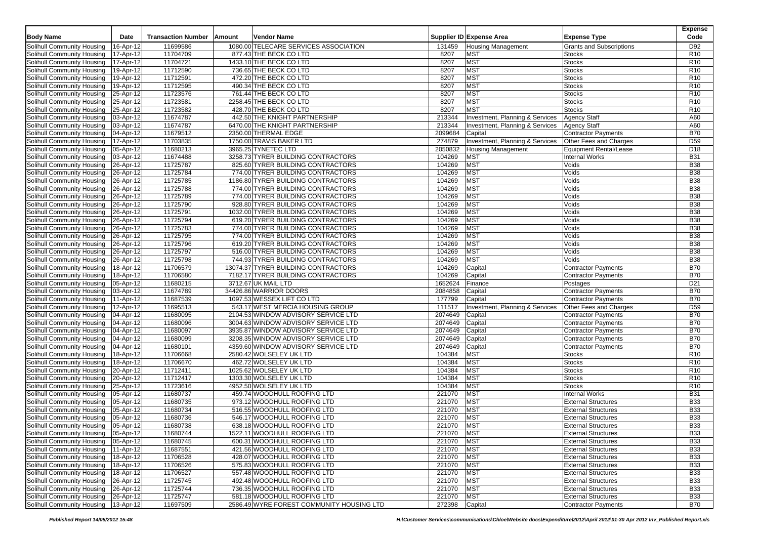| Body Name | Date | Transaction Number | Amount | Vendor Name | Supplier ID | Expense Area | Expense Type | Expense Code |
|---|---|---|---|---|---|---|---|---|
| Solihull Community Housing | 16-Apr-12 | 11699586 | 1080.00 | TELECARE SERVICES ASSOCIATION | 131459 | Housing Management | Grants and Subscriptions | D92 |
| Solihull Community Housing | 17-Apr-12 | 11704709 | 877.43 | THE BECK CO LTD | 8207 | MST | Stocks | R10 |
| Solihull Community Housing | 17-Apr-12 | 11704721 | 1433.10 | THE BECK CO LTD | 8207 | MST | Stocks | R10 |
| Solihull Community Housing | 19-Apr-12 | 11712590 | 736.65 | THE BECK CO LTD | 8207 | MST | Stocks | R10 |
| Solihull Community Housing | 19-Apr-12 | 11712591 | 472.20 | THE BECK CO LTD | 8207 | MST | Stocks | R10 |
| Solihull Community Housing | 19-Apr-12 | 11712595 | 490.34 | THE BECK CO LTD | 8207 | MST | Stocks | R10 |
| Solihull Community Housing | 25-Apr-12 | 11723576 | 761.44 | THE BECK CO LTD | 8207 | MST | Stocks | R10 |
| Solihull Community Housing | 25-Apr-12 | 11723581 | 2258.45 | THE BECK CO LTD | 8207 | MST | Stocks | R10 |
| Solihull Community Housing | 25-Apr-12 | 11723582 | 428.70 | THE BECK CO LTD | 8207 | MST | Stocks | R10 |
| Solihull Community Housing | 03-Apr-12 | 11674787 | 442.50 | THE KNIGHT PARTNERSHIP | 213344 | Investment, Planning & Services | Agency Staff | A60 |
| Solihull Community Housing | 03-Apr-12 | 11674787 | 6470.00 | THE KNIGHT PARTNERSHIP | 213344 | Investment, Planning & Services | Agency Staff | A60 |
| Solihull Community Housing | 04-Apr-12 | 11679512 | 2350.00 | THERMAL EDGE | 2099684 | Capital | Contractor Payments | B70 |
| Solihull Community Housing | 17-Apr-12 | 11703835 | 1750.00 | TRAVIS BAKER LTD | 274879 | Investment, Planning & Services | Other Fees and Charges | D59 |
| Solihull Community Housing | 05-Apr-12 | 11680213 | 3965.25 | TYNETEC LTD | 2050832 | Housing Management | Equipment Rental/Lease | D18 |
| Solihull Community Housing | 03-Apr-12 | 11674488 | 3258.73 | TYRER BUILDING CONTRACTORS | 104269 | MST | Internal Works | B31 |
| Solihull Community Housing | 26-Apr-12 | 11725787 | 825.60 | TYRER BUILDING CONTRACTORS | 104269 | MST | Voids | B38 |
| Solihull Community Housing | 26-Apr-12 | 11725784 | 774.00 | TYRER BUILDING CONTRACTORS | 104269 | MST | Voids | B38 |
| Solihull Community Housing | 26-Apr-12 | 11725785 | 1186.80 | TYRER BUILDING CONTRACTORS | 104269 | MST | Voids | B38 |
| Solihull Community Housing | 26-Apr-12 | 11725788 | 774.00 | TYRER BUILDING CONTRACTORS | 104269 | MST | Voids | B38 |
| Solihull Community Housing | 26-Apr-12 | 11725789 | 774.00 | TYRER BUILDING CONTRACTORS | 104269 | MST | Voids | B38 |
| Solihull Community Housing | 26-Apr-12 | 11725790 | 928.80 | TYRER BUILDING CONTRACTORS | 104269 | MST | Voids | B38 |
| Solihull Community Housing | 26-Apr-12 | 11725791 | 1032.00 | TYRER BUILDING CONTRACTORS | 104269 | MST | Voids | B38 |
| Solihull Community Housing | 26-Apr-12 | 11725794 | 619.20 | TYRER BUILDING CONTRACTORS | 104269 | MST | Voids | B38 |
| Solihull Community Housing | 26-Apr-12 | 11725783 | 774.00 | TYRER BUILDING CONTRACTORS | 104269 | MST | Voids | B38 |
| Solihull Community Housing | 26-Apr-12 | 11725795 | 774.00 | TYRER BUILDING CONTRACTORS | 104269 | MST | Voids | B38 |
| Solihull Community Housing | 26-Apr-12 | 11725796 | 619.20 | TYRER BUILDING CONTRACTORS | 104269 | MST | Voids | B38 |
| Solihull Community Housing | 26-Apr-12 | 11725797 | 516.00 | TYRER BUILDING CONTRACTORS | 104269 | MST | Voids | B38 |
| Solihull Community Housing | 26-Apr-12 | 11725798 | 744.93 | TYRER BUILDING CONTRACTORS | 104269 | MST | Voids | B38 |
| Solihull Community Housing | 18-Apr-12 | 11706579 | 13074.37 | TYRER BUILDING CONTRACTORS | 104269 | Capital | Contractor Payments | B70 |
| Solihull Community Housing | 18-Apr-12 | 11706580 | 7182.17 | TYRER BUILDING CONTRACTORS | 104269 | Capital | Contractor Payments | B70 |
| Solihull Community Housing | 05-Apr-12 | 11680215 | 3712.67 | UK MAIL LTD | 1652624 | Finance | Postages | D21 |
| Solihull Community Housing | 03-Apr-12 | 11674789 | 34426.86 | WARRIOR DOORS | 2084858 | Capital | Contractor Payments | B70 |
| Solihull Community Housing | 11-Apr-12 | 11687539 | 1097.53 | WESSEX LIFT CO LTD | 177799 | Capital | Contractor Payments | B70 |
| Solihull Community Housing | 12-Apr-12 | 11695513 | 543.17 | WEST MERCIA HOUSING GROUP | 111517 | Investment, Planning & Services | Other Fees and Charges | D59 |
| Solihull Community Housing | 04-Apr-12 | 11680095 | 2104.53 | WINDOW ADVISORY SERVICE LTD | 2074649 | Capital | Contractor Payments | B70 |
| Solihull Community Housing | 04-Apr-12 | 11680096 | 3004.63 | WINDOW ADVISORY SERVICE LTD | 2074649 | Capital | Contractor Payments | B70 |
| Solihull Community Housing | 04-Apr-12 | 11680097 | 3935.87 | WINDOW ADVISORY SERVICE LTD | 2074649 | Capital | Contractor Payments | B70 |
| Solihull Community Housing | 04-Apr-12 | 11680099 | 3208.35 | WINDOW ADVISORY SERVICE LTD | 2074649 | Capital | Contractor Payments | B70 |
| Solihull Community Housing | 04-Apr-12 | 11680101 | 4359.60 | WINDOW ADVISORY SERVICE LTD | 2074649 | Capital | Contractor Payments | B70 |
| Solihull Community Housing | 18-Apr-12 | 11706668 | 2580.42 | WOLSELEY UK LTD | 104384 | MST | Stocks | R10 |
| Solihull Community Housing | 18-Apr-12 | 11706670 | 462.72 | WOLSELEY UK LTD | 104384 | MST | Stocks | R10 |
| Solihull Community Housing | 20-Apr-12 | 11712411 | 1025.62 | WOLSELEY UK LTD | 104384 | MST | Stocks | R10 |
| Solihull Community Housing | 20-Apr-12 | 11712417 | 1303.30 | WOLSELEY UK LTD | 104384 | MST | Stocks | R10 |
| Solihull Community Housing | 25-Apr-12 | 11723616 | 4952.50 | WOLSELEY UK LTD | 104384 | MST | Stocks | R10 |
| Solihull Community Housing | 05-Apr-12 | 11680737 | 459.74 | WOODHULL ROOFING LTD | 221070 | MST | Internal Works | B31 |
| Solihull Community Housing | 05-Apr-12 | 11680735 | 973.12 | WOODHULL ROOFING LTD | 221070 | MST | External Structures | B33 |
| Solihull Community Housing | 05-Apr-12 | 11680734 | 516.55 | WOODHULL ROOFING LTD | 221070 | MST | External Structures | B33 |
| Solihull Community Housing | 05-Apr-12 | 11680736 | 546.17 | WOODHULL ROOFING LTD | 221070 | MST | External Structures | B33 |
| Solihull Community Housing | 05-Apr-12 | 11680738 | 638.18 | WOODHULL ROOFING LTD | 221070 | MST | External Structures | B33 |
| Solihull Community Housing | 05-Apr-12 | 11680744 | 1522.11 | WOODHULL ROOFING LTD | 221070 | MST | External Structures | B33 |
| Solihull Community Housing | 05-Apr-12 | 11680745 | 600.31 | WOODHULL ROOFING LTD | 221070 | MST | External Structures | B33 |
| Solihull Community Housing | 11-Apr-12 | 11687551 | 421.56 | WOODHULL ROOFING LTD | 221070 | MST | External Structures | B33 |
| Solihull Community Housing | 18-Apr-12 | 11706528 | 428.07 | WOODHULL ROOFING LTD | 221070 | MST | External Structures | B33 |
| Solihull Community Housing | 18-Apr-12 | 11706526 | 575.83 | WOODHULL ROOFING LTD | 221070 | MST | External Structures | B33 |
| Solihull Community Housing | 18-Apr-12 | 11706527 | 557.48 | WOODHULL ROOFING LTD | 221070 | MST | External Structures | B33 |
| Solihull Community Housing | 26-Apr-12 | 11725745 | 492.48 | WOODHULL ROOFING LTD | 221070 | MST | External Structures | B33 |
| Solihull Community Housing | 26-Apr-12 | 11725744 | 736.35 | WOODHULL ROOFING LTD | 221070 | MST | External Structures | B33 |
| Solihull Community Housing | 26-Apr-12 | 11725747 | 581.18 | WOODHULL ROOFING LTD | 221070 | MST | External Structures | B33 |
| Solihull Community Housing | 13-Apr-12 | 11697509 | 2586.49 | WYRE FOREST COMMUNITY HOUSING LTD | 272398 | Capital | Contractor Payments | B70 |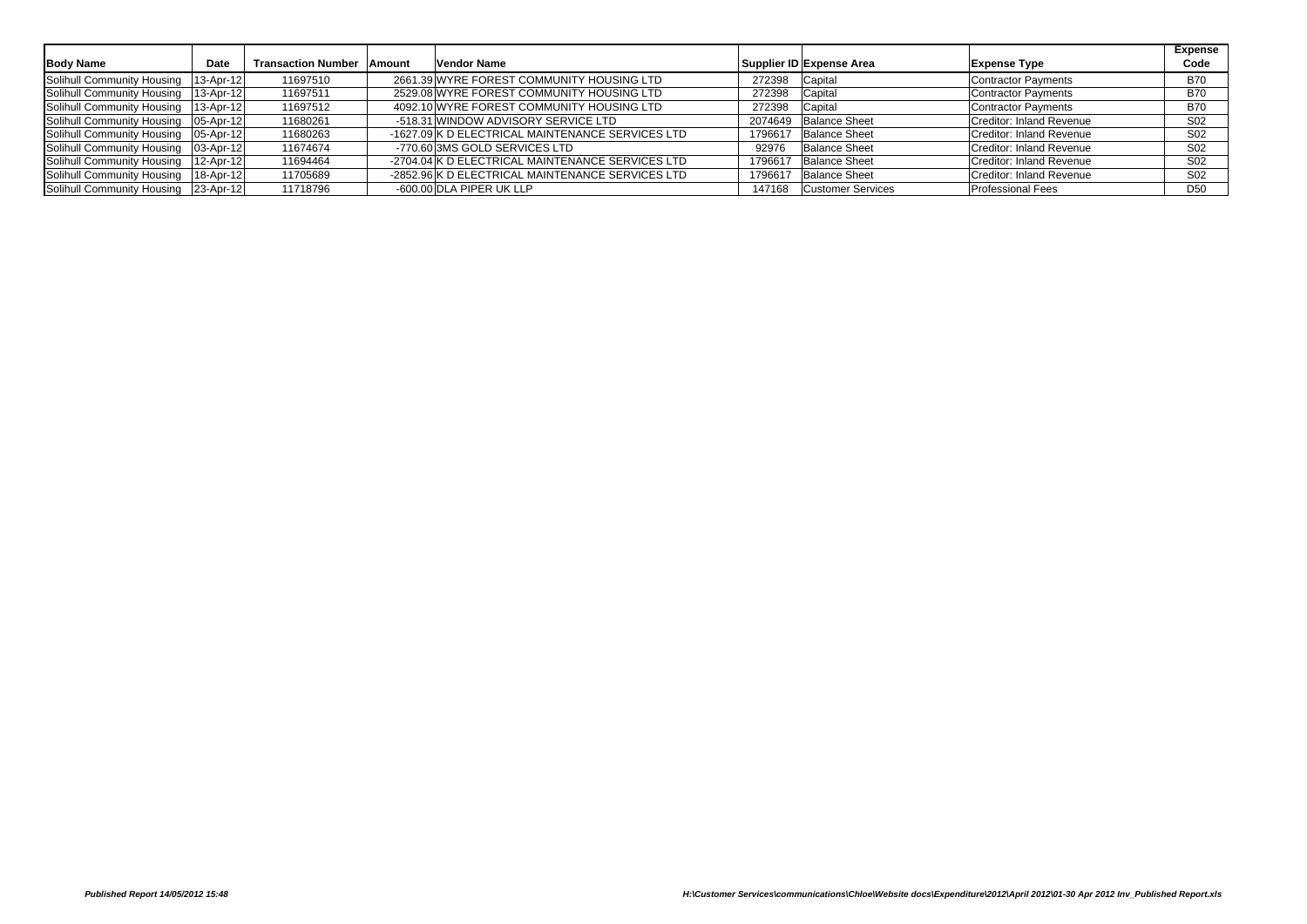| Body Name | Date | Transaction Number | Amount | Vendor Name | Supplier ID | Expense Area | Expense Type | Expense Code |
|---|---|---|---|---|---|---|---|---|
| Solihull Community Housing | 13-Apr-12 | 11697510 | 2661.39 | WYRE FOREST COMMUNITY HOUSING LTD | 272398 | Capital | Contractor Payments | B70 |
| Solihull Community Housing | 13-Apr-12 | 11697511 | 2529.08 | WYRE FOREST COMMUNITY HOUSING LTD | 272398 | Capital | Contractor Payments | B70 |
| Solihull Community Housing | 13-Apr-12 | 11697512 | 4092.10 | WYRE FOREST COMMUNITY HOUSING LTD | 272398 | Capital | Contractor Payments | B70 |
| Solihull Community Housing | 05-Apr-12 | 11680261 | -518.31 | WINDOW ADVISORY SERVICE LTD | 2074649 | Balance Sheet | Creditor: Inland Revenue | S02 |
| Solihull Community Housing | 05-Apr-12 | 11680263 | -1627.09 | K D ELECTRICAL MAINTENANCE SERVICES LTD | 1796617 | Balance Sheet | Creditor: Inland Revenue | S02 |
| Solihull Community Housing | 03-Apr-12 | 11674674 | -770.60 | 3MS GOLD SERVICES LTD | 92976 | Balance Sheet | Creditor: Inland Revenue | S02 |
| Solihull Community Housing | 12-Apr-12 | 11694464 | -2704.04 | K D ELECTRICAL MAINTENANCE SERVICES LTD | 1796617 | Balance Sheet | Creditor: Inland Revenue | S02 |
| Solihull Community Housing | 18-Apr-12 | 11705689 | -2852.96 | K D ELECTRICAL MAINTENANCE SERVICES LTD | 1796617 | Balance Sheet | Creditor: Inland Revenue | S02 |
| Solihull Community Housing | 23-Apr-12 | 11718796 | -600.00 | DLA PIPER UK LLP | 147168 | Customer Services | Professional Fees | D50 |

*Published Report 14/05/2012 15:48*

*H:\Customer Services\communications\Chloe\Website docs\Expenditure\2012\April 2012\01-30 Apr 2012 Inv_Published Report.xls*